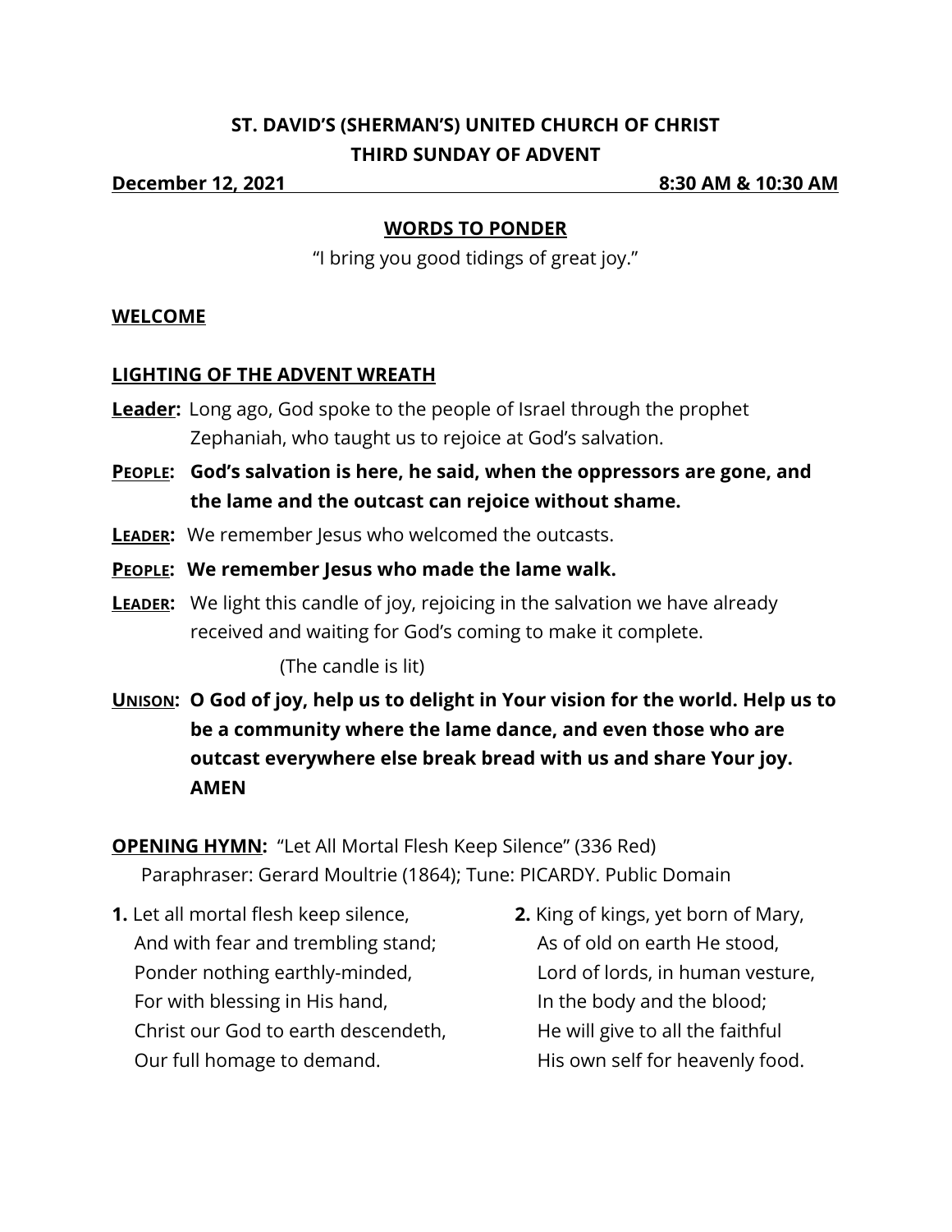# ST. DAVID'S (SHERMAN'S) UNITED CHURCH OF CHRIST
## THIRD SUNDAY OF ADVENT

**December 12, 2021** **8:30 AM & 10:30 AM**

## WORDS TO PONDER

"I bring you good tidings of great joy."

### WELCOME

### LIGHTING OF THE ADVENT WREATH

**Leader:** Long ago, God spoke to the people of Israel through the prophet Zephaniah, who taught us to rejoice at God's salvation.

**PEOPLE: God's salvation is here, he said, when the oppressors are gone, and the lame and the outcast can rejoice without shame.**

**LEADER:** We remember Jesus who welcomed the outcasts.

**PEOPLE: We remember Jesus who made the lame walk.**

**LEADER:** We light this candle of joy, rejoicing in the salvation we have already received and waiting for God's coming to make it complete.

(The candle is lit)

**UNISON: O God of joy, help us to delight in Your vision for the world. Help us to be a community where the lame dance, and even those who are outcast everywhere else break bread with us and share Your joy. AMEN**

**OPENING HYMN:** "Let All Mortal Flesh Keep Silence" (336 Red)
Paraphraser: Gerard Moultrie (1864); Tune: PICARDY. Public Domain

**1.** Let all mortal flesh keep silence,
And with fear and trembling stand;
Ponder nothing earthly-minded,
For with blessing in His hand,
Christ our God to earth descendeth,
Our full homage to demand.

**2.** King of kings, yet born of Mary,
As of old on earth He stood,
Lord of lords, in human vesture,
In the body and the blood;
He will give to all the faithful
His own self for heavenly food.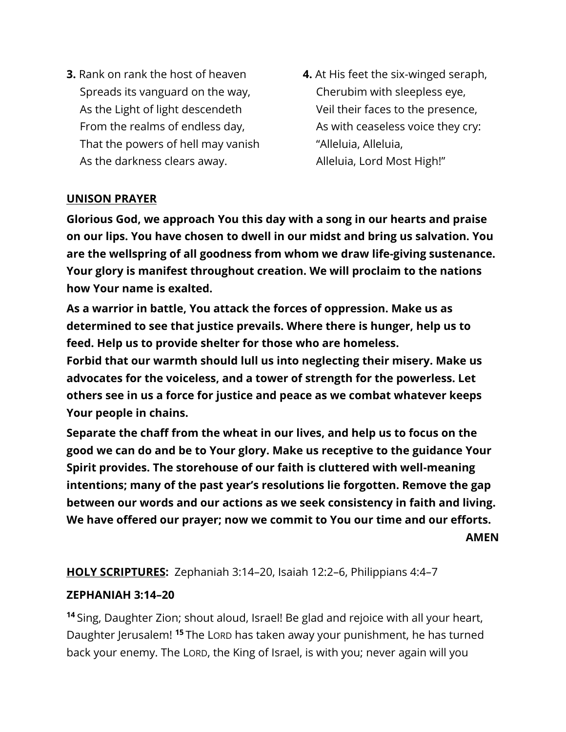**3.** Rank on rank the host of heaven
Spreads its vanguard on the way,
As the Light of light descendeth
From the realms of endless day,
That the powers of hell may vanish
As the darkness clears away.

**4.** At His feet the six-winged seraph,
Cherubim with sleepless eye,
Veil their faces to the presence,
As with ceaseless voice they cry:
"Alleluia, Alleluia,
Alleluia, Lord Most High!"

**UNISON PRAYER**

**Glorious God, we approach You this day with a song in our hearts and praise on our lips. You have chosen to dwell in our midst and bring us salvation. You are the wellspring of all goodness from whom we draw life-giving sustenance. Your glory is manifest throughout creation. We will proclaim to the nations how Your name is exalted.**

**As a warrior in battle, You attack the forces of oppression. Make us as determined to see that justice prevails. Where there is hunger, help us to feed. Help us to provide shelter for those who are homeless.**
**Forbid that our warmth should lull us into neglecting their misery. Make us advocates for the voiceless, and a tower of strength for the powerless. Let others see in us a force for justice and peace as we combat whatever keeps Your people in chains.**

**Separate the chaff from the wheat in our lives, and help us to focus on the good we can do and be to Your glory. Make us receptive to the guidance Your Spirit provides. The storehouse of our faith is cluttered with well-meaning intentions; many of the past year's resolutions lie forgotten. Remove the gap between our words and our actions as we seek consistency in faith and living. We have offered our prayer; now we commit to You our time and our efforts.**

**AMEN**

**HOLY SCRIPTURES:** Zephaniah 3:14–20, Isaiah 12:2–6, Philippians 4:4–7

**ZEPHANIAH 3:14–20**

**14** Sing, Daughter Zion; shout aloud, Israel! Be glad and rejoice with all your heart, Daughter Jerusalem! **15** The LORD has taken away your punishment, he has turned back your enemy. The LORD, the King of Israel, is with you; never again will you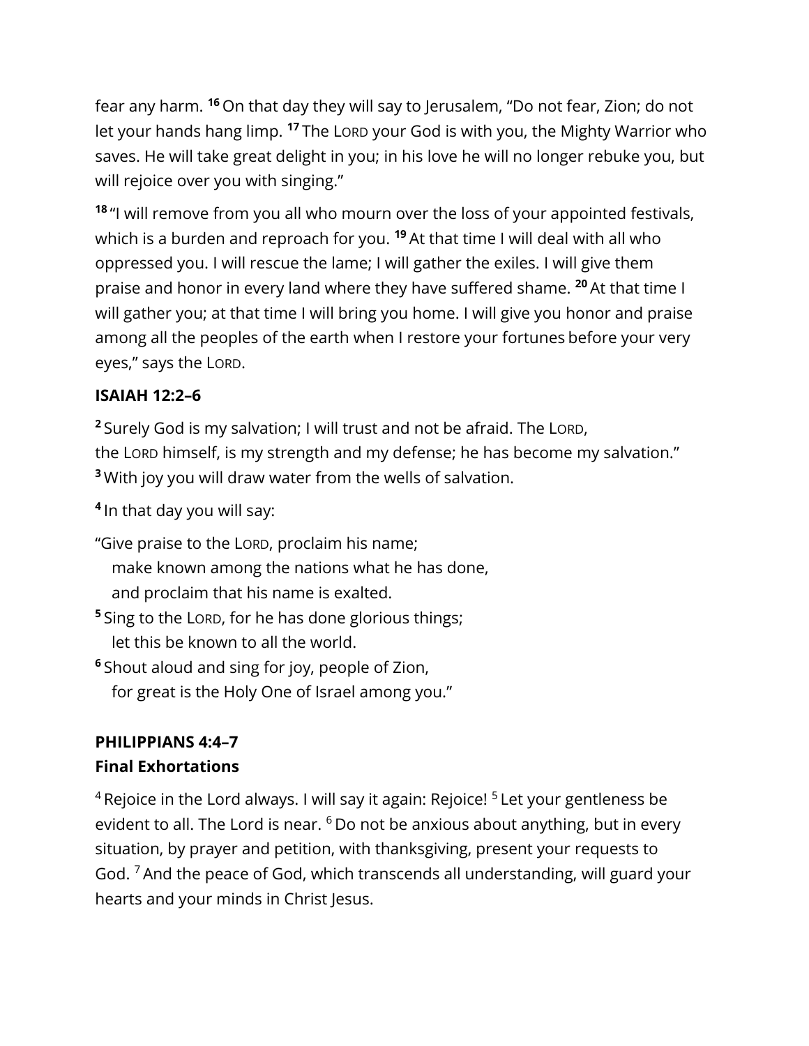fear any harm. [16] On that day they will say to Jerusalem, “Do not fear, Zion; do not let your hands hang limp. [17] The LORD your God is with you, the Mighty Warrior who saves. He will take great delight in you; in his love he will no longer rebuke you, but will rejoice over you with singing.”

[18] “I will remove from you all who mourn over the loss of your appointed festivals, which is a burden and reproach for you. [19] At that time I will deal with all who oppressed you. I will rescue the lame; I will gather the exiles. I will give them praise and honor in every land where they have suffered shame. [20] At that time I will gather you; at that time I will bring you home. I will give you honor and praise among all the peoples of the earth when I restore your fortunes before your very eyes,” says the LORD.

### ISAIAH 12:2–6

[2] Surely God is my salvation; I will trust and not be afraid. The LORD, the LORD himself, is my strength and my defense; he has become my salvation.” [3] With joy you will draw water from the wells of salvation.

[4] In that day you will say:

“Give praise to the LORD, proclaim his name;
make known among the nations what he has done,
and proclaim that his name is exalted.
[5] Sing to the LORD, for he has done glorious things;
let this be known to all the world.
[6] Shout aloud and sing for joy, people of Zion,
for great is the Holy One of Israel among you.”

### PHILIPPIANS 4:4–7
### Final Exhortations

[4] Rejoice in the Lord always. I will say it again: Rejoice! [5] Let your gentleness be evident to all. The Lord is near. [6] Do not be anxious about anything, but in every situation, by prayer and petition, with thanksgiving, present your requests to God. [7] And the peace of God, which transcends all understanding, will guard your hearts and your minds in Christ Jesus.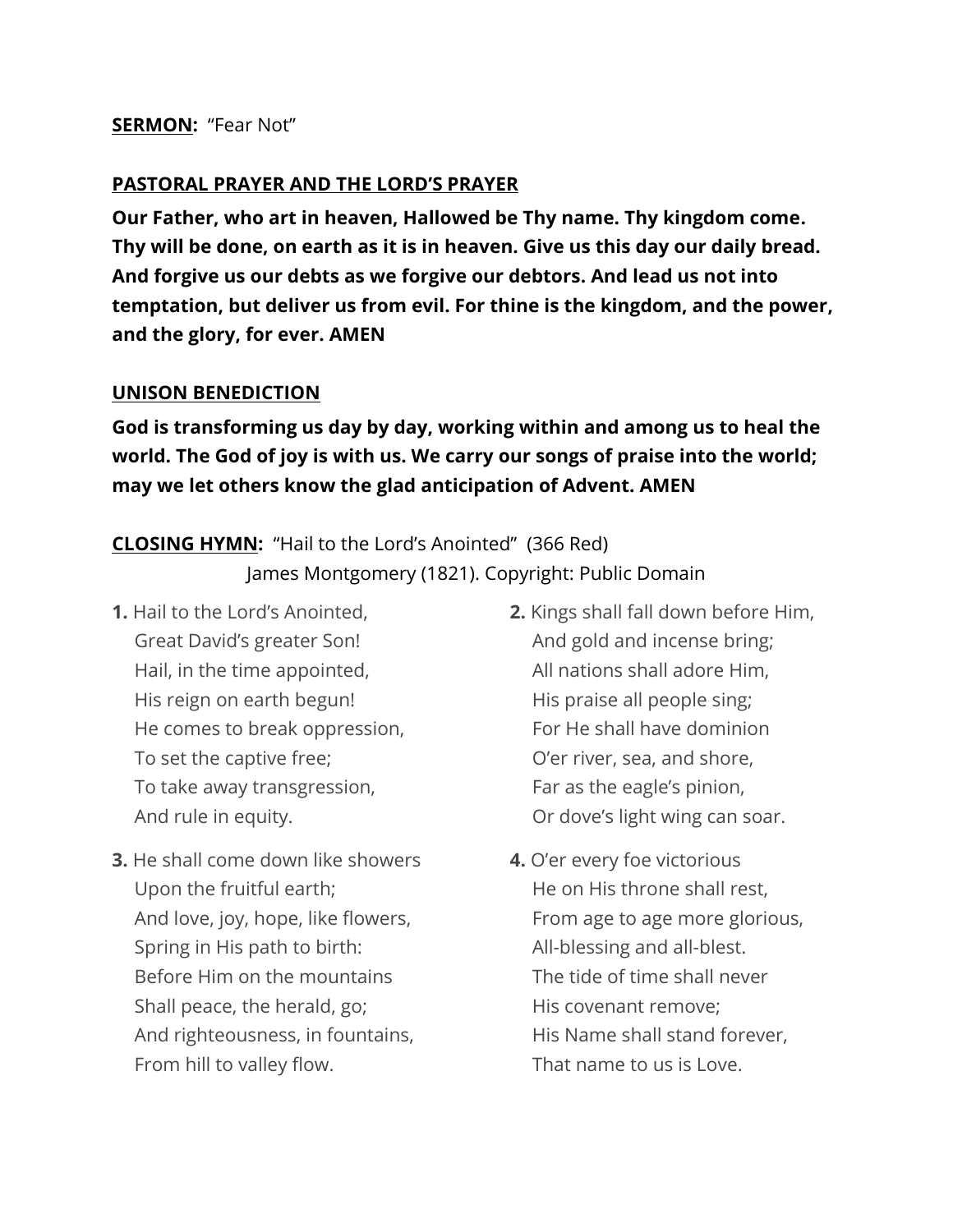**<u>SERMON</u>:** "Fear Not"

**<u>PASTORAL PRAYER AND THE LORD'S PRAYER</u>**

**Our Father, who art in heaven, Hallowed be Thy name. Thy kingdom come. Thy will be done, on earth as it is in heaven. Give us this day our daily bread. And forgive us our debts as we forgive our debtors. And lead us not into temptation, but deliver us from evil. For thine is the kingdom, and the power, and the glory, for ever. AMEN**

**<u>UNISON BENEDICTION</u>**

**God is transforming us day by day, working within and among us to heal the world. The God of joy is with us. We carry our songs of praise into the world; may we let others know the glad anticipation of Advent. AMEN**

**<u>CLOSING HYMN</u>:** "Hail to the Lord's Anointed" (366 Red)
James Montgomery (1821). Copyright: Public Domain

**1.** Hail to the Lord's Anointed,
Great David's greater Son!
Hail, in the time appointed,
His reign on earth begun!
He comes to break oppression,
To set the captive free;
To take away transgression,
And rule in equity.

**2.** Kings shall fall down before Him,
And gold and incense bring;
All nations shall adore Him,
His praise all people sing;
For He shall have dominion
O'er river, sea, and shore,
Far as the eagle's pinion,
Or dove's light wing can soar.

**3.** He shall come down like showers
Upon the fruitful earth;
And love, joy, hope, like flowers,
Spring in His path to birth:
Before Him on the mountains
Shall peace, the herald, go;
And righteousness, in fountains,
From hill to valley flow.

**4.** O'er every foe victorious
He on His throne shall rest,
From age to age more glorious,
All-blessing and all-blest.
The tide of time shall never
His covenant remove;
His Name shall stand forever,
That name to us is Love.